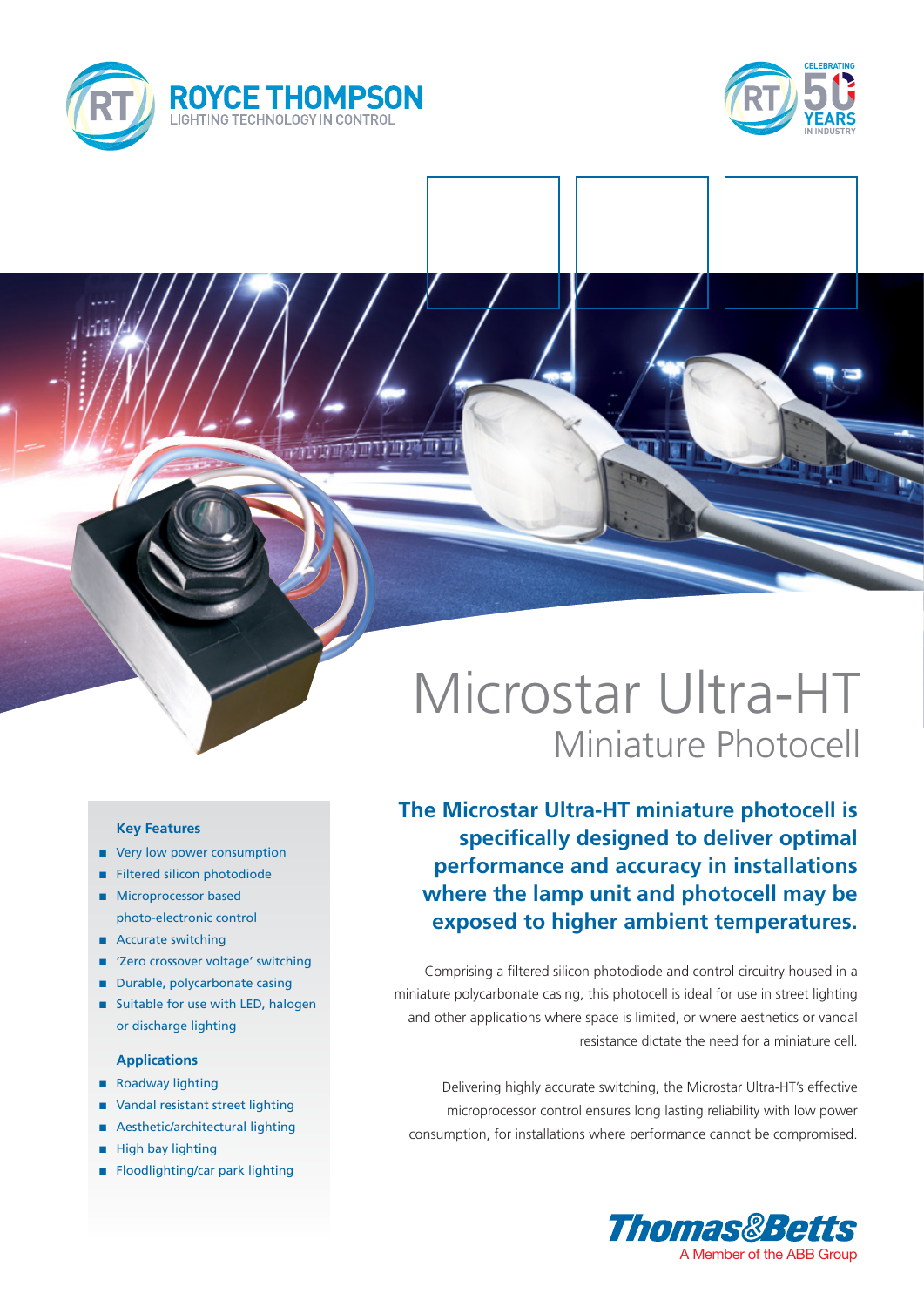# Microstar Ultra-HT

## Miniature Photocell

**The Microstar Ultra-HT miniature photocell is specifically designed to deliver optimal performance and accuracy in installations where the lamp unit and photocell may be exposed to higher ambient temperatures.**

Comprising a filtered silicon photodiode and control circuitry housed in a miniature polycarbonate casing, this photocell is ideal for use in street lighting and other applications where space is limited, or where aesthetics or vandal resistance dictate the need for a miniature cell.

Delivering highly accurate switching, the Microstar Ultra-HT's effective microprocessor control ensures long lasting reliability with low power consumption, for installations where performance cannot be compromised.

### Key Features

- Very low power consumption
- Filtered silicon photodiode
- Microprocessor based photo-electronic control
- Accurate switching
- 'Zero crossover voltage' switching
- Durable, polycarbonate casing
- Suitable for use with LED, halogen or discharge lighting

### Applications

- Roadway lighting
- Vandal resistant street lighting
- Aesthetic/architectural lighting
- High bay lighting
- Floodlighting/car park lighting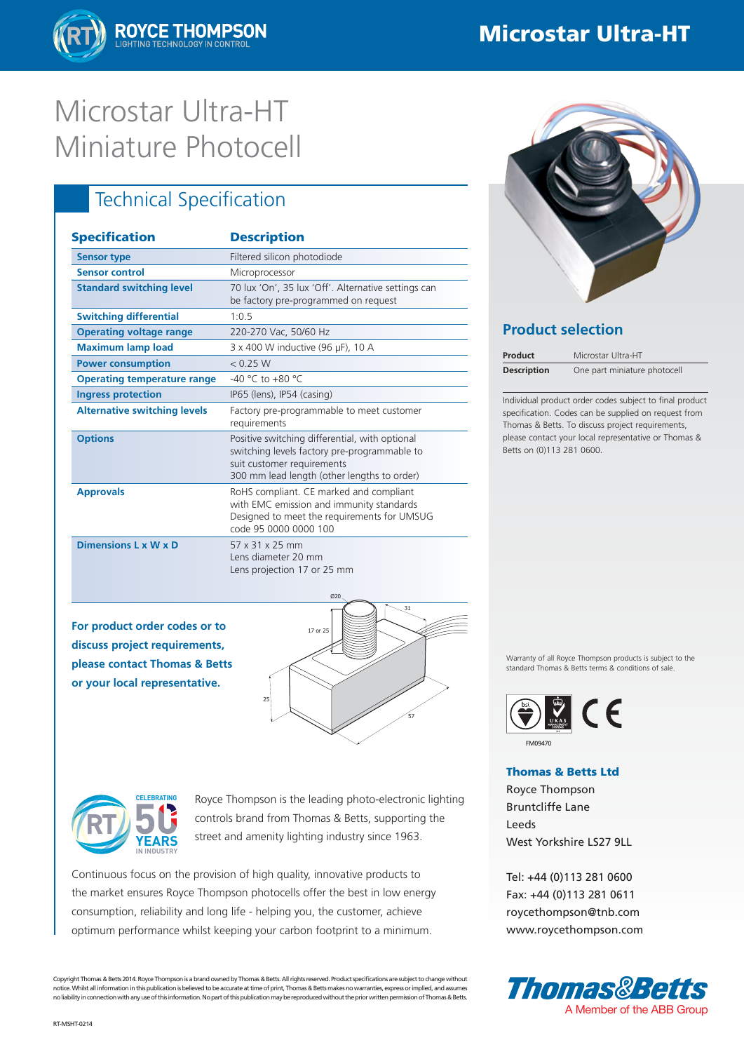# Microstar Ultra-HT Miniature Photocell

## Technical Specification

| Specification | Description |
|---|---|
| Sensor type | Filtered silicon photodiode |
| Sensor control | Microprocessor |
| Standard switching level | 70 lux 'On', 35 lux 'Off'. Alternative settings can be factory pre-programmed on request |
| Switching differential | 1:0.5 |
| Operating voltage range | 220-270 Vac, 50/60 Hz |
| Maximum lamp load | 3 x 400 W inductive (96 µF), 10 A |
| Power consumption | < 0.25 W |
| Operating temperature range | -40 °C to +80 °C |
| Ingress protection | IP65 (lens), IP54 (casing) |
| Alternative switching levels | Factory pre-programmable to meet customer requirements |
| Options | Positive switching differential, with optional switching levels factory pre-programmable to suit customer requirements<br>300 mm lead length (other lengths to order) |
| Approvals | RoHS compliant. CE marked and compliant with EMC emission and immunity standards<br>Designed to meet the requirements for UMSUG code 95 0000 0000 100 |
| Dimensions L x W x D | 57 x 31 x 25 mm<br>Lens diameter 20 mm<br>Lens projection 17 or 25 mm |

**For product order codes or to discuss project requirements, please contact Thomas & Betts or your local representative.**

Ø20
31
17 or 25
25
57

Royce Thompson is the leading photo-electronic lighting controls brand from Thomas & Betts, supporting the street and amenity lighting industry since 1963.

Continuous focus on the provision of high quality, innovative products to the market ensures Royce Thompson photocells offer the best in low energy consumption, reliability and long life - helping you, the customer, achieve optimum performance whilst keeping your carbon footprint to a minimum.

## Product selection

| | |
|---|---|
| **Product** | Microstar Ultra-HT |
| **Description** | One part miniature photocell |

Individual product order codes subject to final product specification. Codes can be supplied on request from Thomas & Betts. To discuss project requirements, please contact your local representative or Thomas & Betts on (0)113 281 0600.

Warranty of all Royce Thompson products is subject to the standard Thomas & Betts terms & conditions of sale.

FM09470

**Thomas & Betts Ltd**
Royce Thompson
Bruntcliffe Lane
Leeds
West Yorkshire LS27 9LL

Tel: +44 (0)113 281 0600
Fax: +44 (0)113 281 0611
roycethompson@tnb.com
www.roycethompson.com

Thomas&Betts
A Member of the ABB Group

Copyright Thomas & Betts 2014. Royce Thompson is a brand owned by Thomas & Betts. All rights reserved. Product specifications are subject to change without notice. Whilst all information in this publication is believed to be accurate at time of print, Thomas & Betts makes no warranties, express or implied, and assumes no liability in connection with any use of this information. No part of this publication may be reproduced without the prior written permission of Thomas & Betts.

RT-MSHT-0214